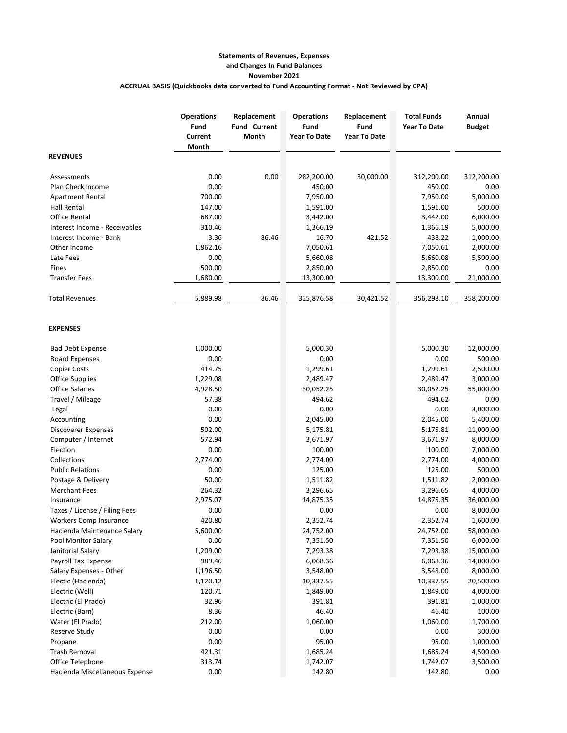**Statements of Revenues, Expenses**
**and Changes In Fund Balances**
**November 2021**
**ACCRUAL BASIS (Quickbooks data converted to Fund Accounting Format - Not Reviewed by CPA)**

| | Operations Fund Current Month | Replacement Fund Current Month | Operations Fund Year To Date | Replacement Fund Year To Date | Total Funds Year To Date | Annual Budget |
|---|---|---|---|---|---|---|
| **REVENUES** | | | | | | |
| Assessments | 0.00 | 0.00 | 282,200.00 | 30,000.00 | 312,200.00 | 312,200.00 |
| Plan Check Income | 0.00 | | 450.00 | | 450.00 | 0.00 |
| Apartment Rental | 700.00 | | 7,950.00 | | 7,950.00 | 5,000.00 |
| Hall Rental | 147.00 | | 1,591.00 | | 1,591.00 | 500.00 |
| Office Rental | 687.00 | | 3,442.00 | | 3,442.00 | 6,000.00 |
| Interest Income - Receivables | 310.46 | | 1,366.19 | | 1,366.19 | 5,000.00 |
| Interest Income - Bank | 3.36 | 86.46 | 16.70 | 421.52 | 438.22 | 1,000.00 |
| Other Income | 1,862.16 | | 7,050.61 | | 7,050.61 | 2,000.00 |
| Late Fees | 0.00 | | 5,660.08 | | 5,660.08 | 5,500.00 |
| Fines | 500.00 | | 2,850.00 | | 2,850.00 | 0.00 |
| Transfer Fees | 1,680.00 | | 13,300.00 | | 13,300.00 | 21,000.00 |
| Total Revenues | 5,889.98 | 86.46 | 325,876.58 | 30,421.52 | 356,298.10 | 358,200.00 |
| **EXPENSES** | | | | | | |
| Bad Debt Expense | 1,000.00 | | 5,000.30 | | 5,000.30 | 12,000.00 |
| Board Expenses | 0.00 | | 0.00 | | 0.00 | 500.00 |
| Copier Costs | 414.75 | | 1,299.61 | | 1,299.61 | 2,500.00 |
| Office Supplies | 1,229.08 | | 2,489.47 | | 2,489.47 | 3,000.00 |
| Office Salaries | 4,928.50 | | 30,052.25 | | 30,052.25 | 55,000.00 |
| Travel / Mileage | 57.38 | | 494.62 | | 494.62 | 0.00 |
| Legal | 0.00 | | 0.00 | | 0.00 | 3,000.00 |
| Accounting | 0.00 | | 2,045.00 | | 2,045.00 | 5,400.00 |
| Discoverer Expenses | 502.00 | | 5,175.81 | | 5,175.81 | 11,000.00 |
| Computer / Internet | 572.94 | | 3,671.97 | | 3,671.97 | 8,000.00 |
| Election | 0.00 | | 100.00 | | 100.00 | 7,000.00 |
| Collections | 2,774.00 | | 2,774.00 | | 2,774.00 | 4,000.00 |
| Public Relations | 0.00 | | 125.00 | | 125.00 | 500.00 |
| Postage & Delivery | 50.00 | | 1,511.82 | | 1,511.82 | 2,000.00 |
| Merchant Fees | 264.32 | | 3,296.65 | | 3,296.65 | 4,000.00 |
| Insurance | 2,975.07 | | 14,875.35 | | 14,875.35 | 36,000.00 |
| Taxes / License / Filing Fees | 0.00 | | 0.00 | | 0.00 | 8,000.00 |
| Workers Comp Insurance | 420.80 | | 2,352.74 | | 2,352.74 | 1,600.00 |
| Hacienda Maintenance Salary | 5,600.00 | | 24,752.00 | | 24,752.00 | 58,000.00 |
| Pool Monitor Salary | 0.00 | | 7,351.50 | | 7,351.50 | 6,000.00 |
| Janitorial Salary | 1,209.00 | | 7,293.38 | | 7,293.38 | 15,000.00 |
| Payroll Tax Expense | 989.46 | | 6,068.36 | | 6,068.36 | 14,000.00 |
| Salary Expenses - Other | 1,196.50 | | 3,548.00 | | 3,548.00 | 8,000.00 |
| Electic (Hacienda) | 1,120.12 | | 10,337.55 | | 10,337.55 | 20,500.00 |
| Electric (Well) | 120.71 | | 1,849.00 | | 1,849.00 | 4,000.00 |
| Electric (El Prado) | 32.96 | | 391.81 | | 391.81 | 1,000.00 |
| Electric (Barn) | 8.36 | | 46.40 | | 46.40 | 100.00 |
| Water (El Prado) | 212.00 | | 1,060.00 | | 1,060.00 | 1,700.00 |
| Reserve Study | 0.00 | | 0.00 | | 0.00 | 300.00 |
| Propane | 0.00 | | 95.00 | | 95.00 | 1,000.00 |
| Trash Removal | 421.31 | | 1,685.24 | | 1,685.24 | 4,500.00 |
| Office Telephone | 313.74 | | 1,742.07 | | 1,742.07 | 3,500.00 |
| Hacienda Miscellaneous Expense | 0.00 | | 142.80 | | 142.80 | 0.00 |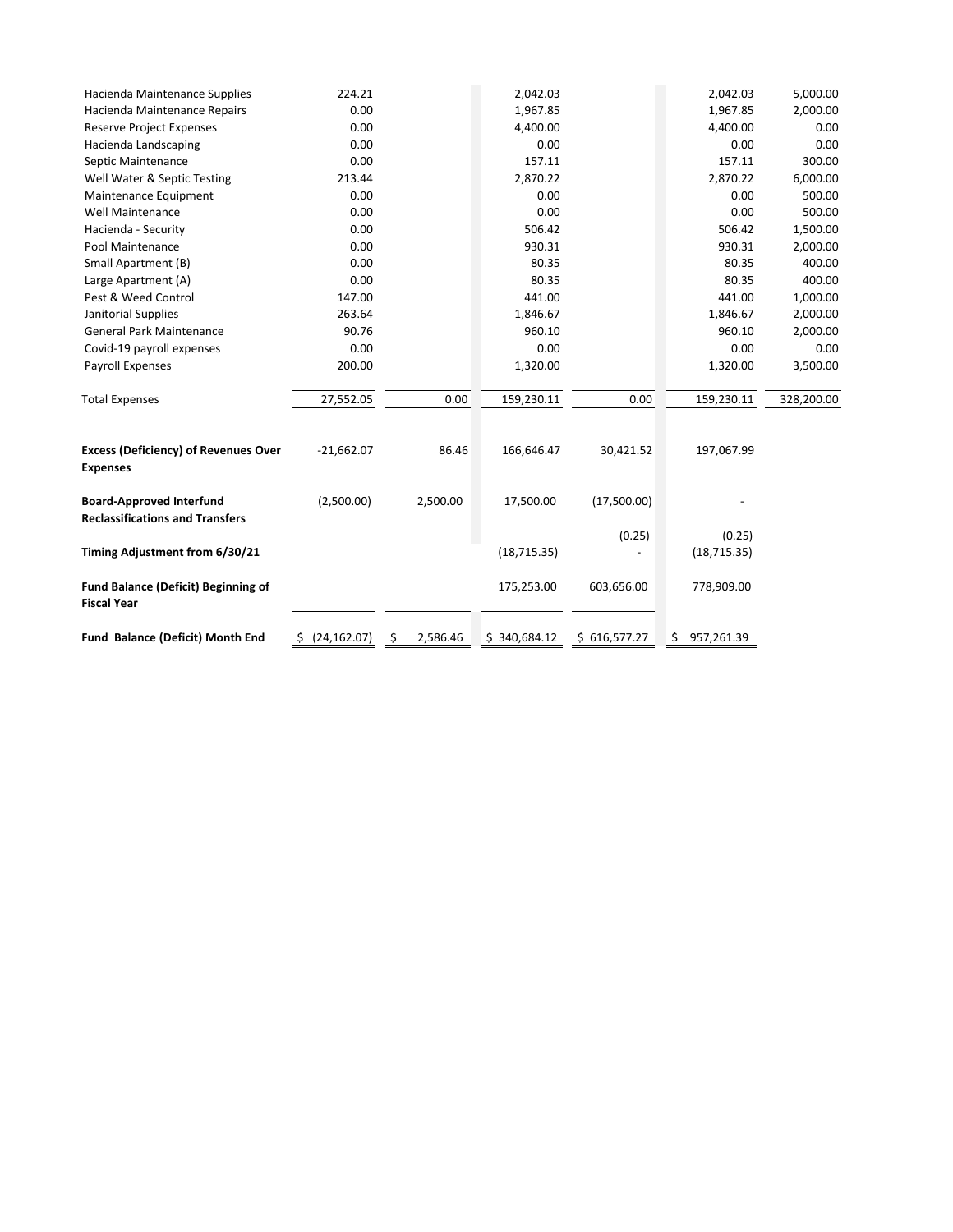| | | | | | | |
|---|---|---|---|---|---|---|
| Hacienda Maintenance Supplies | 224.21 | | 2,042.03 | | 2,042.03 | 5,000.00 |
| Hacienda Maintenance Repairs | 0.00 | | 1,967.85 | | 1,967.85 | 2,000.00 |
| Reserve Project Expenses | 0.00 | | 4,400.00 | | 4,400.00 | 0.00 |
| Hacienda Landscaping | 0.00 | | 0.00 | | 0.00 | 0.00 |
| Septic Maintenance | 0.00 | | 157.11 | | 157.11 | 300.00 |
| Well Water & Septic Testing | 213.44 | | 2,870.22 | | 2,870.22 | 6,000.00 |
| Maintenance Equipment | 0.00 | | 0.00 | | 0.00 | 500.00 |
| Well Maintenance | 0.00 | | 0.00 | | 0.00 | 500.00 |
| Hacienda - Security | 0.00 | | 506.42 | | 506.42 | 1,500.00 |
| Pool Maintenance | 0.00 | | 930.31 | | 930.31 | 2,000.00 |
| Small Apartment (B) | 0.00 | | 80.35 | | 80.35 | 400.00 |
| Large Apartment (A) | 0.00 | | 80.35 | | 80.35 | 400.00 |
| Pest & Weed Control | 147.00 | | 441.00 | | 441.00 | 1,000.00 |
| Janitorial Supplies | 263.64 | | 1,846.67 | | 1,846.67 | 2,000.00 |
| General Park Maintenance | 90.76 | | 960.10 | | 960.10 | 2,000.00 |
| Covid-19 payroll expenses | 0.00 | | 0.00 | | 0.00 | 0.00 |
| Payroll Expenses | 200.00 | | 1,320.00 | | 1,320.00 | 3,500.00 |
| Total Expenses | 27,552.05 | 0.00 | 159,230.11 | 0.00 | 159,230.11 | 328,200.00 |
| **Excess (Deficiency) of Revenues Over Expenses** | -21,662.07 | 86.46 | 166,646.47 | 30,421.52 | 197,067.99 | |
| **Board-Approved Interfund Reclassifications and Transfers** | (2,500.00) | 2,500.00 | 17,500.00 | (17,500.00) | - | |
| | | | | (0.25) | (0.25) | |
| **Timing Adjustment from 6/30/21** | | | (18,715.35) | - | (18,715.35) | |
| **Fund Balance (Deficit) Beginning of Fiscal Year** | | | 175,253.00 | 603,656.00 | 778,909.00 | |
| **Fund Balance (Deficit) Month End** | $ (24,162.07) | $ 2,586.46 | $ 340,684.12 | $ 616,577.27 | $ 957,261.39 | |